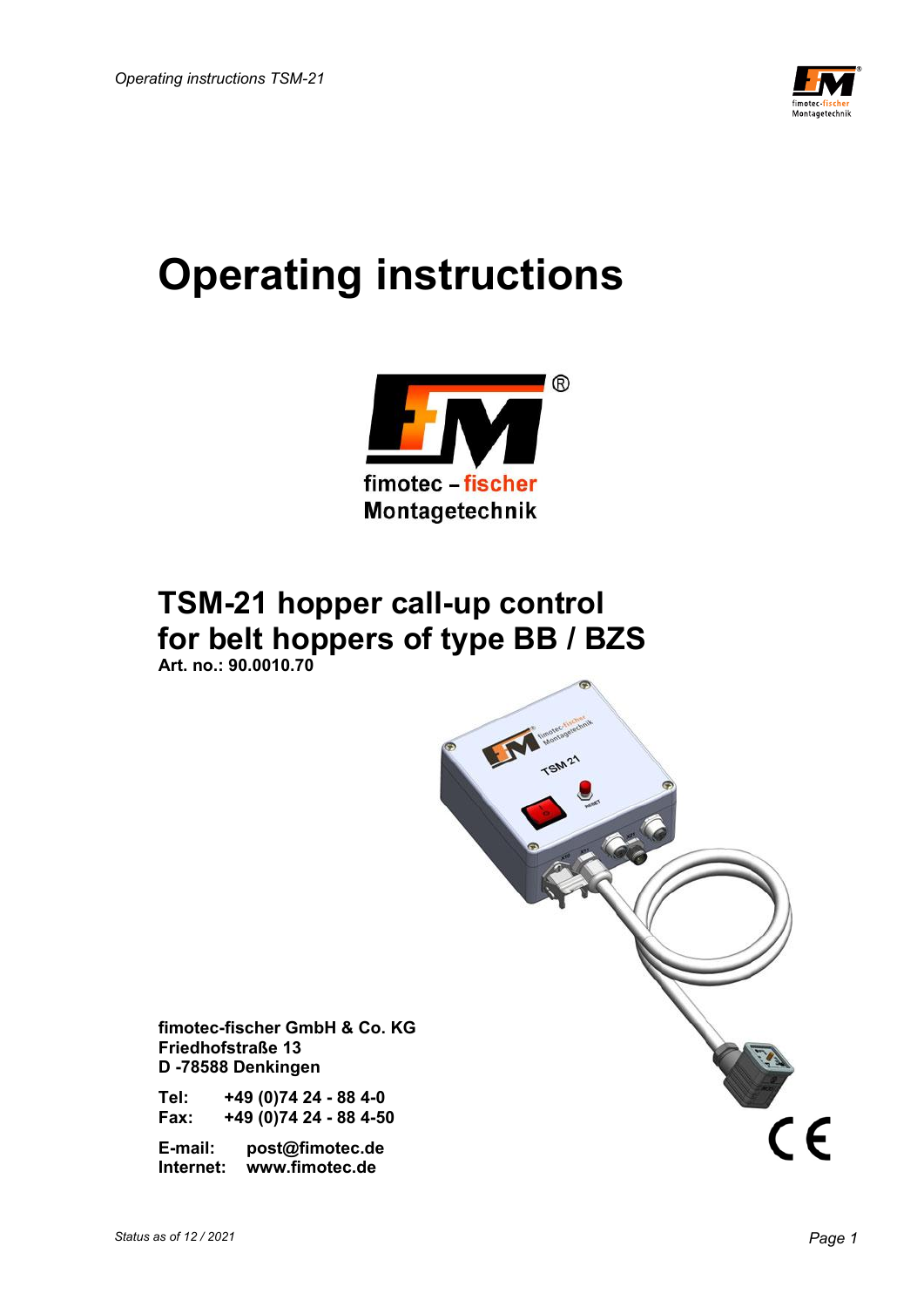# Operating instructions

fimotec – fischer
Montagetechnik

## TSM-21 hopper call-up control for belt hoppers of type BB / BZS

**Art. no.: 90.0010.70**

**fimotec-fischer GmbH & Co. KG**
**Friedhofstraße 13**
**D -78588 Denkingen**

**Tel:** **+49 (0)74 24 - 88 4-0**
**Fax:** **+49 (0)74 24 - 88 4-50**

**E-mail:** **post@fimotec.de**
**Internet:** **www.fimotec.de**

Status as of 12 / 2021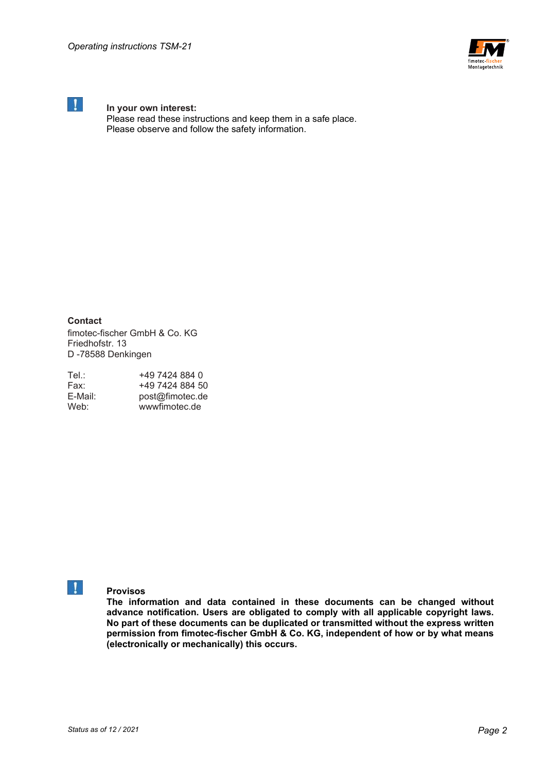**In your own interest:**
Please read these instructions and keep them in a safe place.
Please observe and follow the safety information.

**Contact**
fimotec-fischer GmbH & Co. KG
Friedhofstr. 13
D -78588 Denkingen

| | |
|---|---|
| Tel.: | +49 7424 884 0 |
| Fax: | +49 7424 884 50 |
| E-Mail: | post@fimotec.de |
| Web: | wwwfimotec.de |

**Provisos**
**The information and data contained in these documents can be changed without advance notification. Users are obligated to comply with all applicable copyright laws. No part of these documents can be duplicated or transmitted without the express written permission from fimotec-fischer GmbH & Co. KG, independent of how or by what means (electronically or mechanically) this occurs.**

*Status as of 12 / 2021*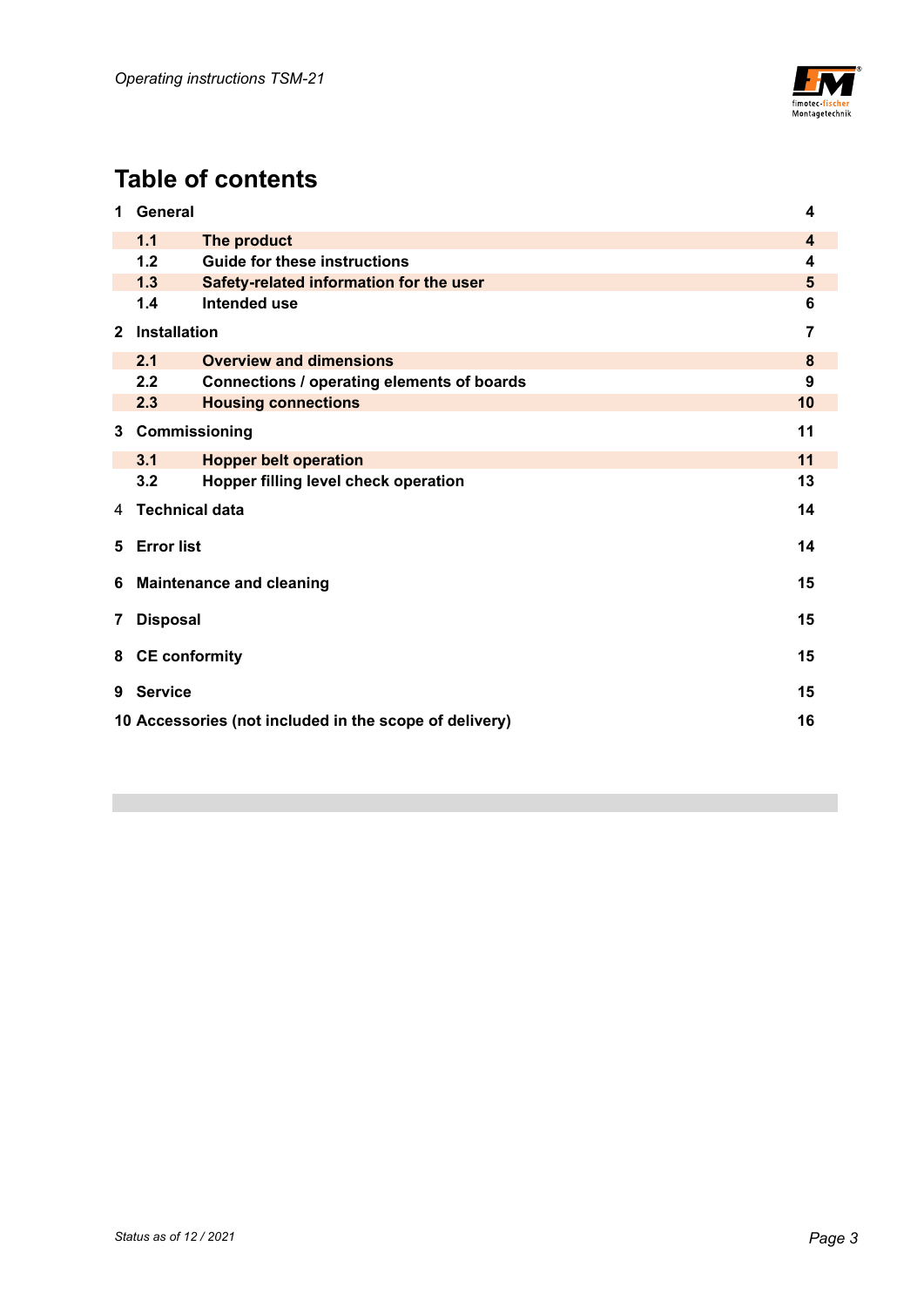# Table of contents

| | | |
|---|---|---|
| **1 General** | | **4** |
| **1.1** | **The product** | **4** |
| **1.2** | **Guide for these instructions** | **4** |
| **1.3** | **Safety-related information for the user** | **5** |
| **1.4** | **Intended use** | **6** |
| **2 Installation** | | **7** |
| **2.1** | **Overview and dimensions** | **8** |
| **2.2** | **Connections / operating elements of boards** | **9** |
| **2.3** | **Housing connections** | **10** |
| **3 Commissioning** | | **11** |
| **3.1** | **Hopper belt operation** | **11** |
| **3.2** | **Hopper filling level check operation** | **13** |
| 4 **Technical data** | | **14** |
| **5 Error list** | | **14** |
| **6 Maintenance and cleaning** | | **15** |
| **7 Disposal** | | **15** |
| **8 CE conformity** | | **15** |
| **9 Service** | | **15** |
| **10 Accessories (not included in the scope of delivery)** | | **16** |

*Status as of 12 / 2021*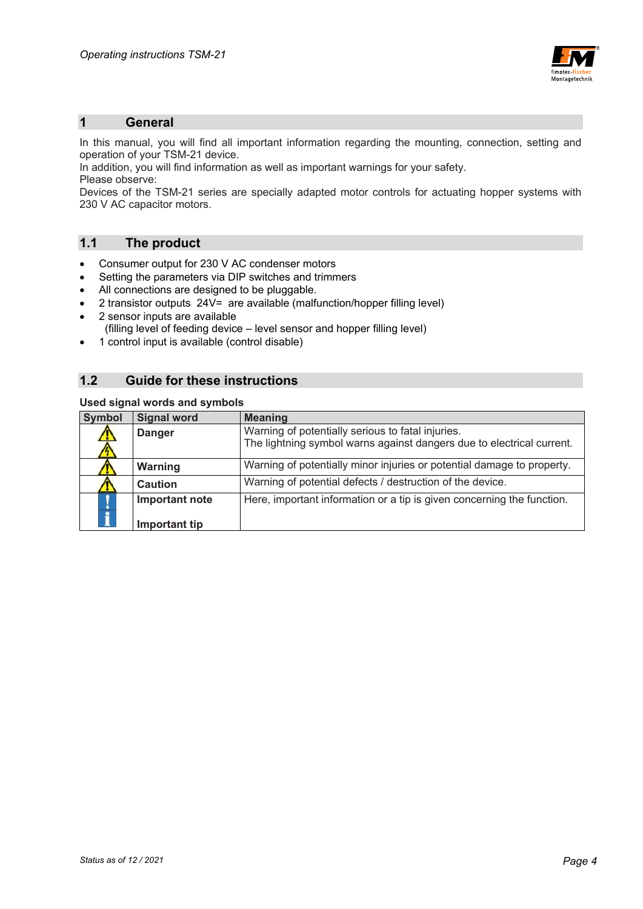# 1 General

In this manual, you will find all important information regarding the mounting, connection, setting and operation of your TSM-21 device.
In addition, you will find information as well as important warnings for your safety.
Please observe:
Devices of the TSM-21 series are specially adapted motor controls for actuating hopper systems with 230 V AC capacitor motors.

## 1.1 The product

- Consumer output for 230 V AC condenser motors
- Setting the parameters via DIP switches and trimmers
- All connections are designed to be pluggable.
- 2 transistor outputs 24V= are available (malfunction/hopper filling level)
- 2 sensor inputs are available
  (filling level of feeding device – level sensor and hopper filling level)
- 1 control input is available (control disable)

## 1.2 Guide for these instructions

**Used signal words and symbols**

| Symbol | Signal word | Meaning |
|---|---|---|
| | **Danger** | Warning of potentially serious to fatal injuries.<br>The lightning symbol warns against dangers due to electrical current. |
| | **Warning** | Warning of potentially minor injuries or potential damage to property. |
| | **Caution** | Warning of potential defects / destruction of the device. |
| | **Important note**<br><br>**Important tip** | Here, important information or a tip is given concerning the function. |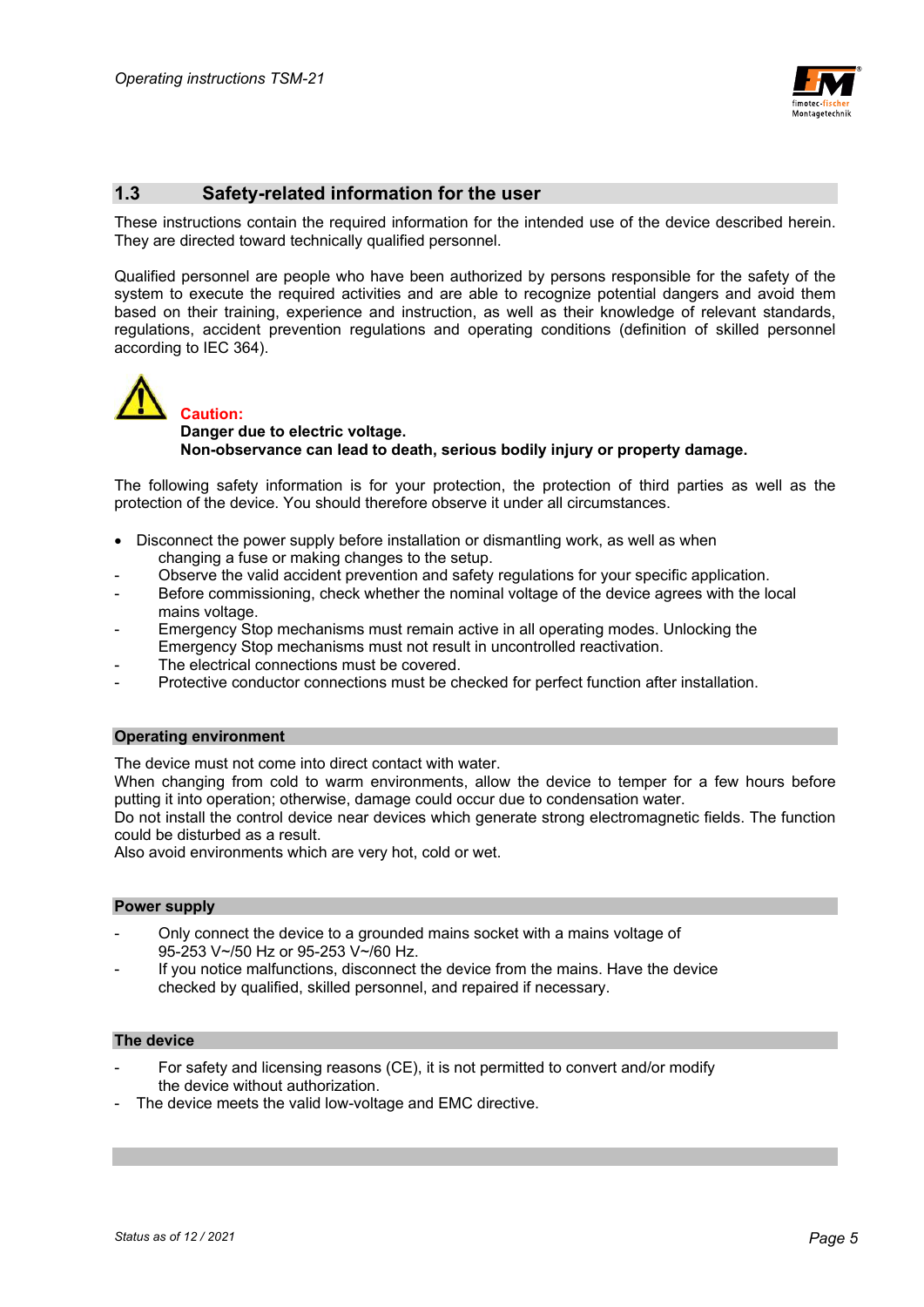## 1.3 Safety-related information for the user

These instructions contain the required information for the intended use of the device described herein. They are directed toward technically qualified personnel.

Qualified personnel are people who have been authorized by persons responsible for the safety of the system to execute the required activities and are able to recognize potential dangers and avoid them based on their training, experience and instruction, as well as their knowledge of relevant standards, regulations, accident prevention regulations and operating conditions (definition of skilled personnel according to IEC 364).

**Caution:**
**Danger due to electric voltage.**
**Non-observance can lead to death, serious bodily injury or property damage.**

The following safety information is for your protection, the protection of third parties as well as the protection of the device. You should therefore observe it under all circumstances.

- Disconnect the power supply before installation or dismantling work, as well as when changing a fuse or making changes to the setup.
- Observe the valid accident prevention and safety regulations for your specific application.
- Before commissioning, check whether the nominal voltage of the device agrees with the local mains voltage.
- Emergency Stop mechanisms must remain active in all operating modes. Unlocking the Emergency Stop mechanisms must not result in uncontrolled reactivation.
- The electrical connections must be covered.
- Protective conductor connections must be checked for perfect function after installation.

### Operating environment

The device must not come into direct contact with water.
When changing from cold to warm environments, allow the device to temper for a few hours before putting it into operation; otherwise, damage could occur due to condensation water.
Do not install the control device near devices which generate strong electromagnetic fields. The function could be disturbed as a result.
Also avoid environments which are very hot, cold or wet.

### Power supply

- Only connect the device to a grounded mains socket with a mains voltage of 95-253 V~/50 Hz or 95-253 V~/60 Hz.
- If you notice malfunctions, disconnect the device from the mains. Have the device checked by qualified, skilled personnel, and repaired if necessary.

### The device

- For safety and licensing reasons (CE), it is not permitted to convert and/or modify the device without authorization.
- The device meets the valid low-voltage and EMC directive.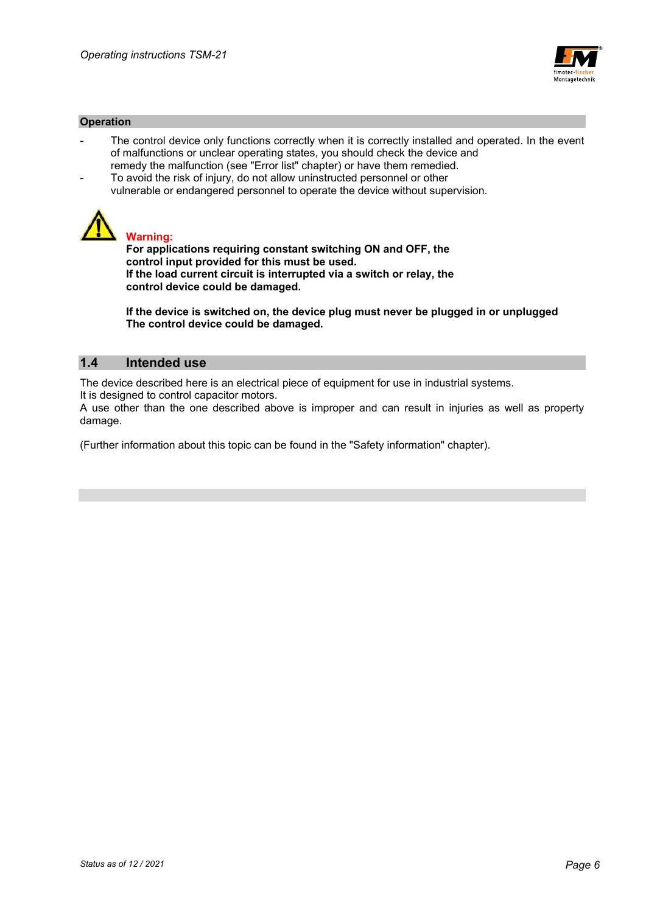**Operation**

- The control device only functions correctly when it is correctly installed and operated. In the event of malfunctions or unclear operating states, you should check the device and remedy the malfunction (see "Error list" chapter) or have them remedied.
- To avoid the risk of injury, do not allow uninstructed personnel or other vulnerable or endangered personnel to operate the device without supervision.

**Warning:**
**For applications requiring constant switching ON and OFF, the control input provided for this must be used.**
**If the load current circuit is interrupted via a switch or relay, the control device could be damaged.**

**If the device is switched on, the device plug must never be plugged in or unplugged**
**The control device could be damaged.**

## 1.4 Intended use

The device described here is an electrical piece of equipment for use in industrial systems.
It is designed to control capacitor motors.
A use other than the one described above is improper and can result in injuries as well as property damage.

(Further information about this topic can be found in the "Safety information" chapter).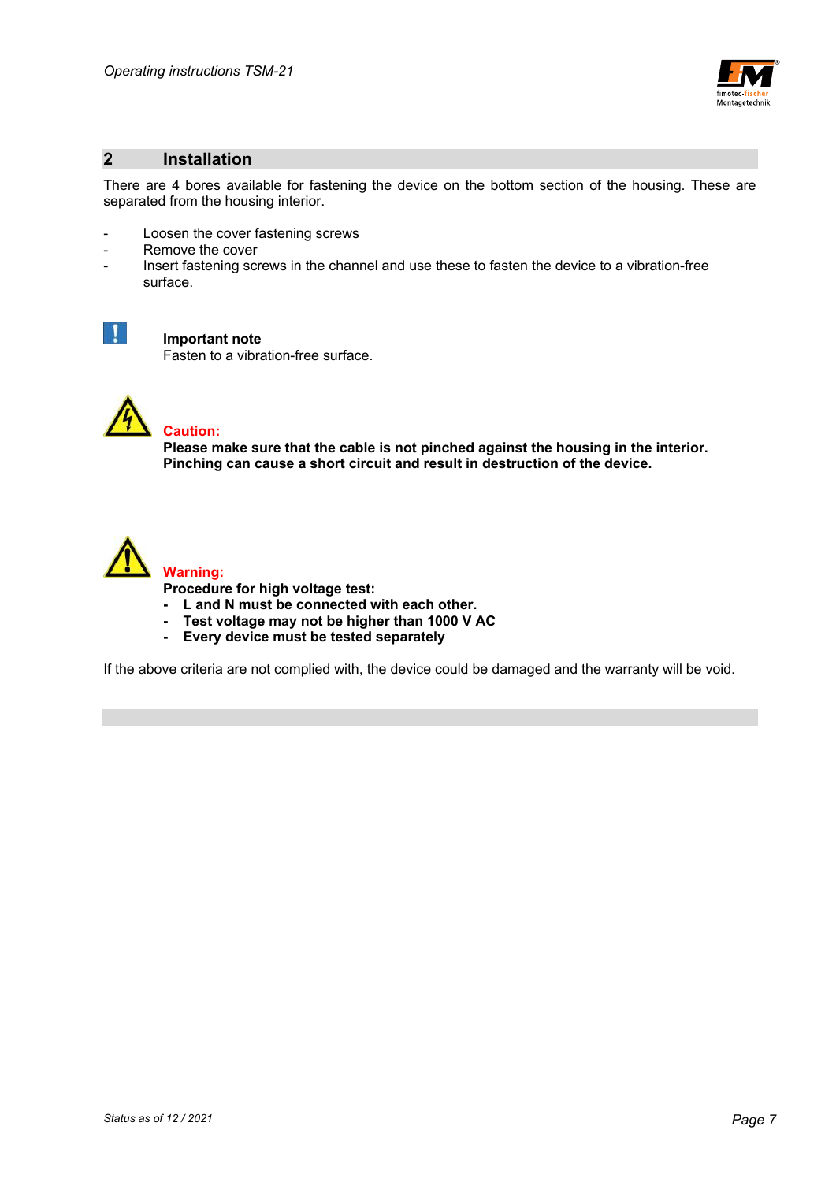## 2 Installation

There are 4 bores available for fastening the device on the bottom section of the housing. These are separated from the housing interior.

- Loosen the cover fastening screws
- Remove the cover
- Insert fastening screws in the channel and use these to fasten the device to a vibration-free surface.

**Important note**
Fasten to a vibration-free surface.

**Caution:**
**Please make sure that the cable is not pinched against the housing in the interior. Pinching can cause a short circuit and result in destruction of the device.**

**Warning:**
**Procedure for high voltage test:**
- **L and N must be connected with each other.**
- **Test voltage may not be higher than 1000 V AC**
- **Every device must be tested separately**

If the above criteria are not complied with, the device could be damaged and the warranty will be void.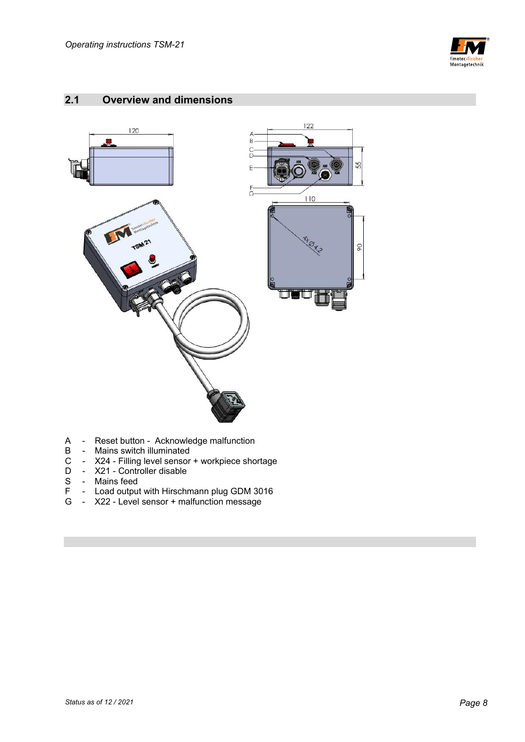## 2.1 Overview and dimensions

A - Reset button - Acknowledge malfunction
B - Mains switch illuminated
C - X24 - Filling level sensor + workpiece shortage
D - X21 - Controller disable
S - Mains feed
F - Load output with Hirschmann plug GDM 3016
G - X22 - Level sensor + malfunction message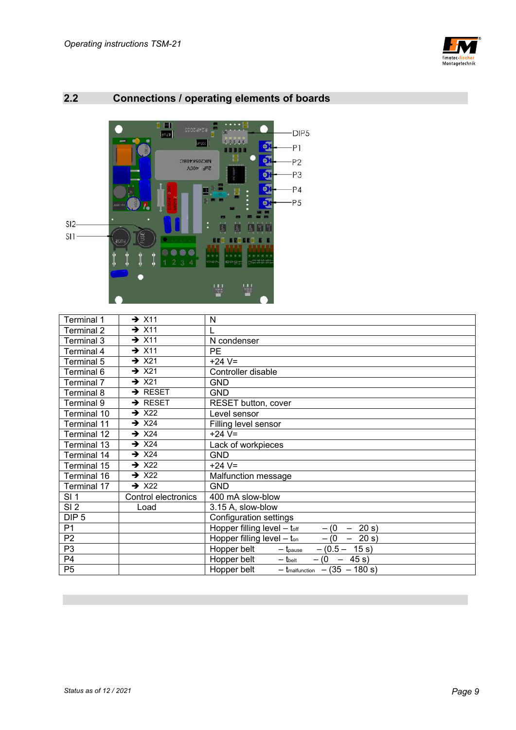## 2.2 Connections / operating elements of boards

| Terminal 1 | → X11 | N |
|---|---|---|
| Terminal 2 | → X11 | L |
| Terminal 3 | → X11 | N condenser |
| Terminal 4 | → X11 | PE |
| Terminal 5 | → X21 | +24 V= |
| Terminal 6 | → X21 | Controller disable |
| Terminal 7 | → X21 | GND |
| Terminal 8 | → RESET | GND |
| Terminal 9 | → RESET | RESET button, cover |
| Terminal 10 | → X22 | Level sensor |
| Terminal 11 | → X24 | Filling level sensor |
| Terminal 12 | → X24 | +24 V= |
| Terminal 13 | → X24 | Lack of workpieces |
| Terminal 14 | → X24 | GND |
| Terminal 15 | → X22 | +24 V= |
| Terminal 16 | → X22 | Malfunction message |
| Terminal 17 | → X22 | GND |
| SI 1 | Control electronics | 400 mA slow-blow |
| SI 2 | Load | 3.15 A, slow-blow |
| DIP 5 | | Configuration settings |
| P1 | | Hopper filling level – $t_{off}$ – (0 – 20 s) |
| P2 | | Hopper filling level – $t_{on}$ – (0 – 20 s) |
| P3 | | Hopper belt – $t_{pause}$ – (0.5 – 15 s) |
| P4 | | Hopper belt – $t_{belt}$ – (0 – 45 s) |
| P5 | | Hopper belt – $t_{malfunction}$ – (35 – 180 s) |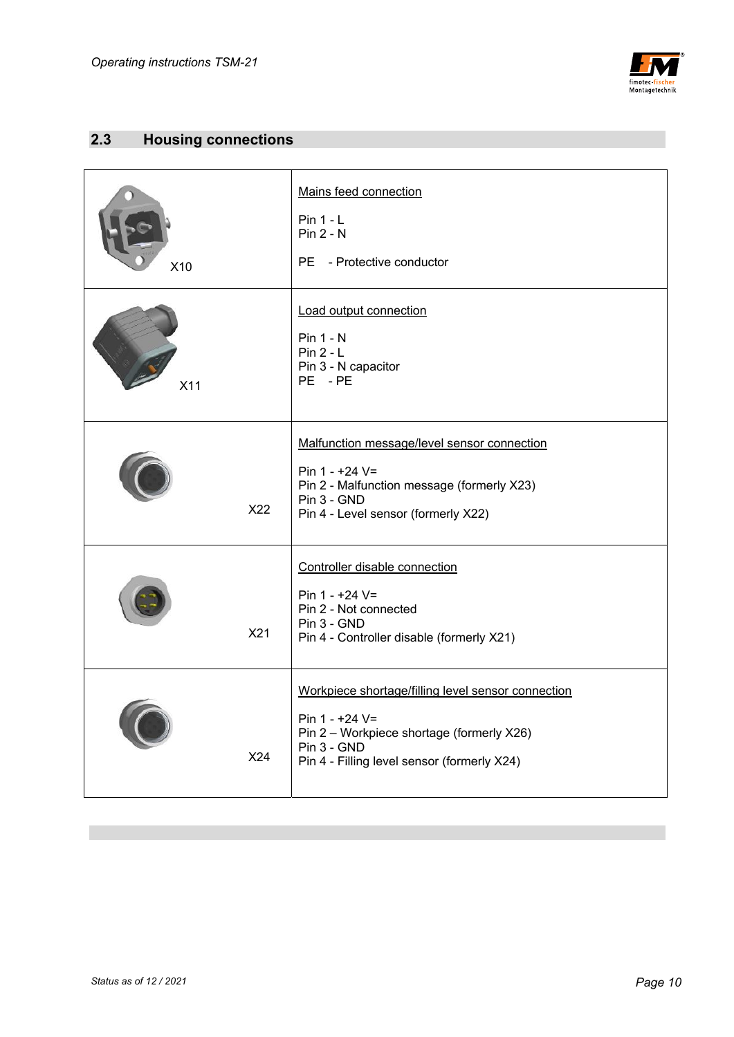## 2.3 Housing connections

| | |
|---|---|
| X10 | Mains feed connection<br><br>Pin 1 - L<br>Pin 2 - N<br><br>PE - Protective conductor |
| X11 | Load output connection<br><br>Pin 1 - N<br>Pin 2 - L<br>Pin 3 - N capacitor<br>PE - PE |
| X22 | Malfunction message/level sensor connection<br><br>Pin 1 - +24 V=<br>Pin 2 - Malfunction message (formerly X23)<br>Pin 3 - GND<br>Pin 4 - Level sensor (formerly X22) |
| X21 | Controller disable connection<br><br>Pin 1 - +24 V=<br>Pin 2 - Not connected<br>Pin 3 - GND<br>Pin 4 - Controller disable (formerly X21) |
| X24 | Workpiece shortage/filling level sensor connection<br><br>Pin 1 - +24 V=<br>Pin 2 – Workpiece shortage (formerly X26)<br>Pin 3 - GND<br>Pin 4 - Filling level sensor (formerly X24) |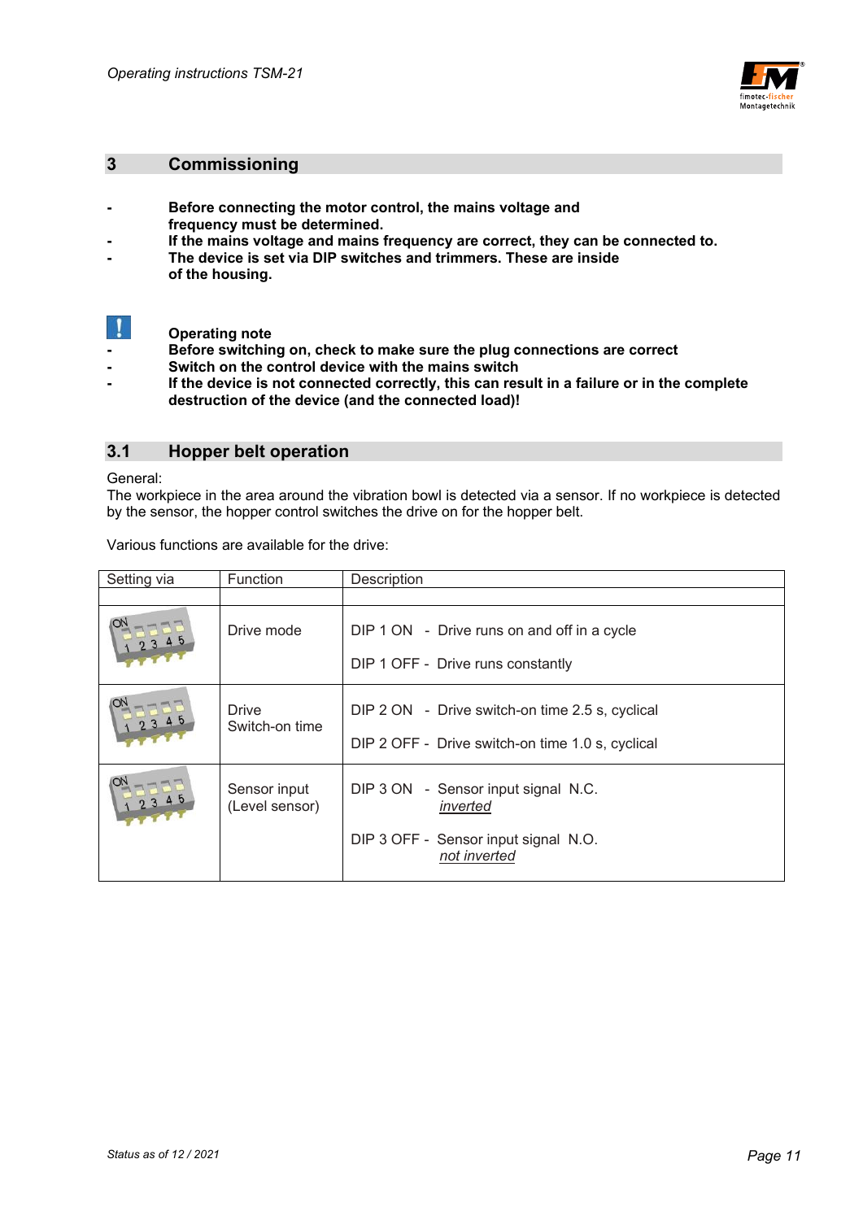## 3 Commissioning

- **Before connecting the motor control, the mains voltage and frequency must be determined.**
- **If the mains voltage and mains frequency are correct, they can be connected to.**
- **The device is set via DIP switches and trimmers. These are inside of the housing.**

**Operating note**

- **Before switching on, check to make sure the plug connections are correct**
- **Switch on the control device with the mains switch**
- **If the device is not connected correctly, this can result in a failure or in the complete destruction of the device (and the connected load)!**

## 3.1 Hopper belt operation

General:
The workpiece in the area around the vibration bowl is detected via a sensor. If no workpiece is detected by the sensor, the hopper control switches the drive on for the hopper belt.

Various functions are available for the drive:

| Setting via | Function | Description |
|---|---|---|
| | | |
| | Drive mode | DIP 1 ON - Drive runs on and off in a cycle<br><br>DIP 1 OFF - Drive runs constantly |
| | Drive Switch-on time | DIP 2 ON - Drive switch-on time 2.5 s, cyclical<br><br>DIP 2 OFF - Drive switch-on time 1.0 s, cyclical |
| | Sensor input (Level sensor) | DIP 3 ON - Sensor input signal N.C. *inverted*<br><br>DIP 3 OFF - Sensor input signal N.O. *not inverted* |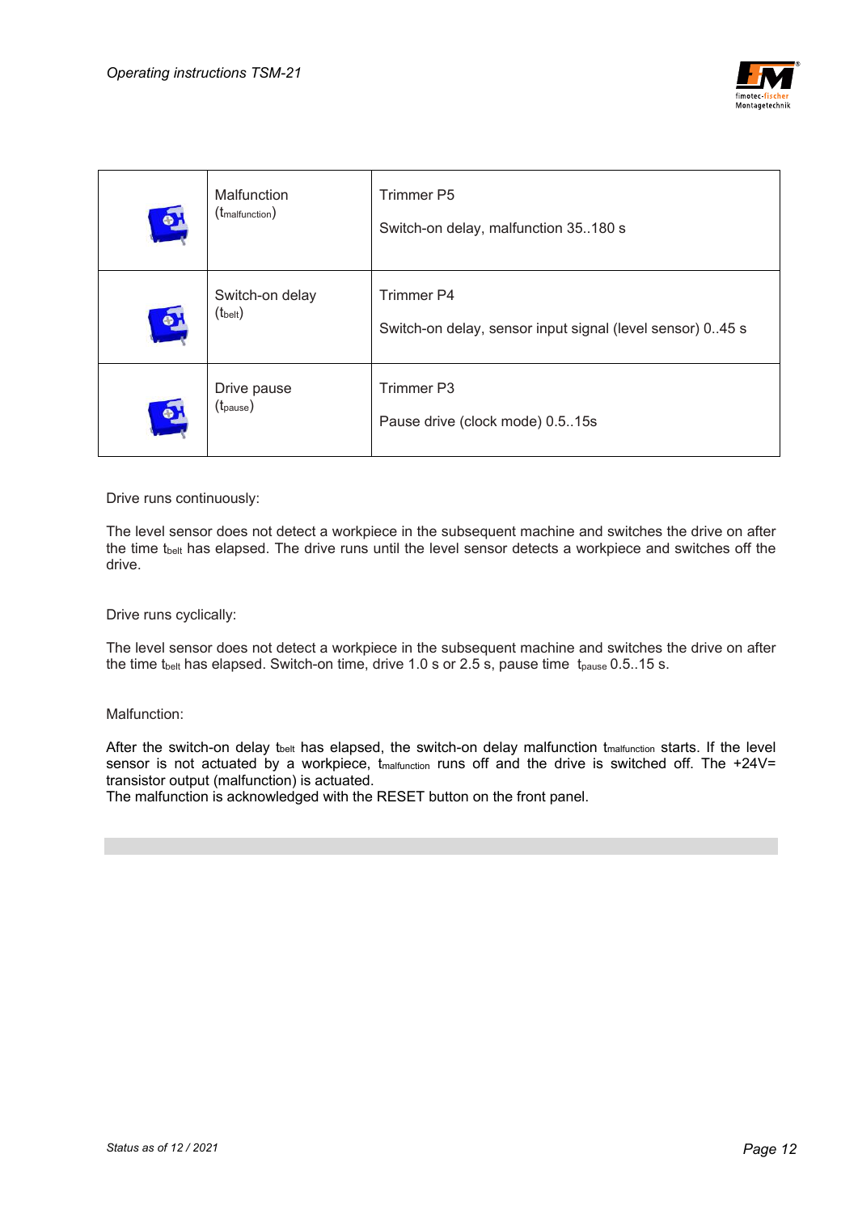| | | |
|---|---|---|
| | Malfunction ($t_{malfunction}$) | Trimmer P5<br><br>Switch-on delay, malfunction 35..180 s |
| | Switch-on delay ($t_{belt}$) | Trimmer P4<br><br>Switch-on delay, sensor input signal (level sensor) 0..45 s |
| | Drive pause ($t_{pause}$) | Trimmer P3<br><br>Pause drive (clock mode) 0.5..15s |

Drive runs continuously:

The level sensor does not detect a workpiece in the subsequent machine and switches the drive on after the time $t_{belt}$ has elapsed. The drive runs until the level sensor detects a workpiece and switches off the drive.

Drive runs cyclically:

The level sensor does not detect a workpiece in the subsequent machine and switches the drive on after the time $t_{belt}$ has elapsed. Switch-on time, drive 1.0 s or 2.5 s, pause time $t_{pause}$ 0.5..15 s.

Malfunction:

After the switch-on delay $t_{belt}$ has elapsed, the switch-on delay malfunction $t_{malfunction}$ starts. If the level sensor is not actuated by a workpiece, $t_{malfunction}$ runs off and the drive is switched off. The +24V= transistor output (malfunction) is actuated.
The malfunction is acknowledged with the RESET button on the front panel.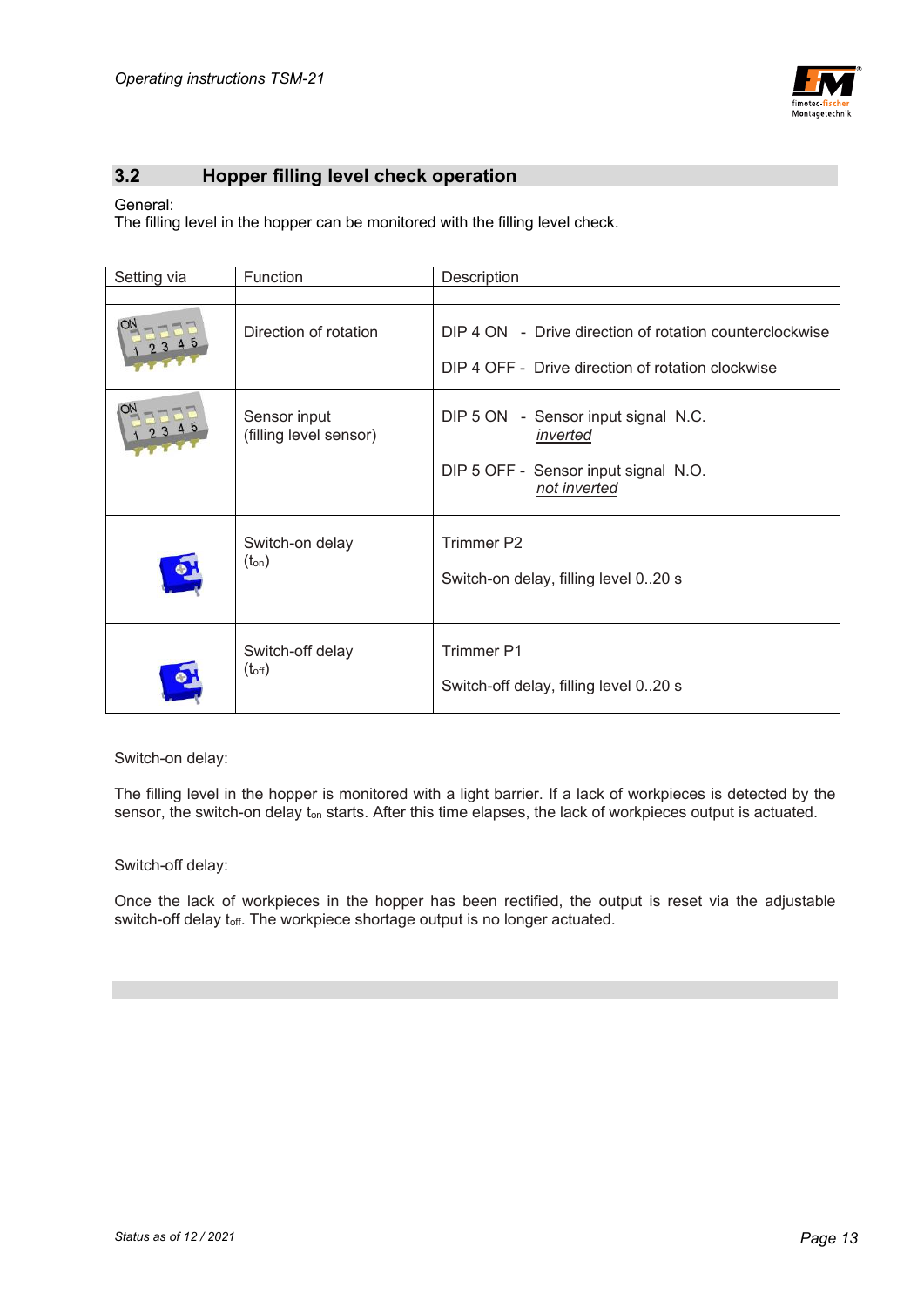## 3.2 Hopper filling level check operation

General:
The filling level in the hopper can be monitored with the filling level check.

| Setting via | Function | Description |
|---|---|---|
| | Direction of rotation | DIP 4 ON - Drive direction of rotation counterclockwise<br><br>DIP 4 OFF - Drive direction of rotation clockwise |
| | Sensor input (filling level sensor) | DIP 5 ON - Sensor input signal N.C. *inverted*<br><br>DIP 5 OFF - Sensor input signal N.O. *not inverted* |
| | Switch-on delay ($t_{on}$) | Trimmer P2<br><br>Switch-on delay, filling level 0..20 s |
| | Switch-off delay ($t_{off}$) | Trimmer P1<br><br>Switch-off delay, filling level 0..20 s |

Switch-on delay:

The filling level in the hopper is monitored with a light barrier. If a lack of workpieces is detected by the sensor, the switch-on delay $t_{on}$ starts. After this time elapses, the lack of workpieces output is actuated.

Switch-off delay:

Once the lack of workpieces in the hopper has been rectified, the output is reset via the adjustable switch-off delay $t_{off}$. The workpiece shortage output is no longer actuated.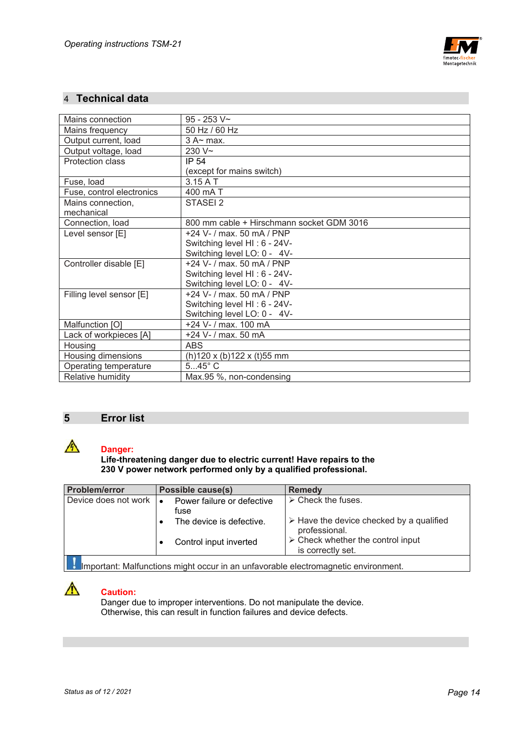## 4 Technical data

| Mains connection | 95 - 253 V~ |
|---|---|
| Mains frequency | 50 Hz / 60 Hz |
| Output current, load | 3 A~ max. |
| Output voltage, load | 230 V~ |
| Protection class | IP 54<br>(except for mains switch) |
| Fuse, load | 3.15 A T |
| Fuse, control electronics | 400 mA T |
| Mains connection, mechanical | STASEI 2 |
| Connection, load | 800 mm cable + Hirschmann socket GDM 3016 |
| Level sensor [E] | +24 V- / max. 50 mA / PNP<br>Switching level HI : 6 - 24V-<br>Switching level LO: 0 - 4V- |
| Controller disable [E] | +24 V- / max. 50 mA / PNP<br>Switching level HI : 6 - 24V-<br>Switching level LO: 0 - 4V- |
| Filling level sensor [E] | +24 V- / max. 50 mA / PNP<br>Switching level HI : 6 - 24V-<br>Switching level LO: 0 - 4V- |
| Malfunction [O] | +24 V- / max. 100 mA |
| Lack of workpieces [A] | +24 V- / max. 50 mA |
| Housing | ABS |
| Housing dimensions | (h)120 x (b)122 x (t)55 mm |
| Operating temperature | 5...45° C |
| Relative humidity | Max.95 %, non-condensing |

## 5 Error list

**Danger:**
**Life-threatening danger due to electric current! Have repairs to the 230 V power network performed only by a qualified professional.**

| Problem/error | Possible cause(s) | Remedy |
|---|---|---|
| Device does not work | • Power failure or defective fuse<br>• The device is defective.<br>• Control input inverted | ➢ Check the fuses.<br>➢ Have the device checked by a qualified professional.<br>➢ Check whether the control input is correctly set. |

Important: Malfunctions might occur in an unfavorable electromagnetic environment.

**Caution:**
Danger due to improper interventions. Do not manipulate the device. Otherwise, this can result in function failures and device defects.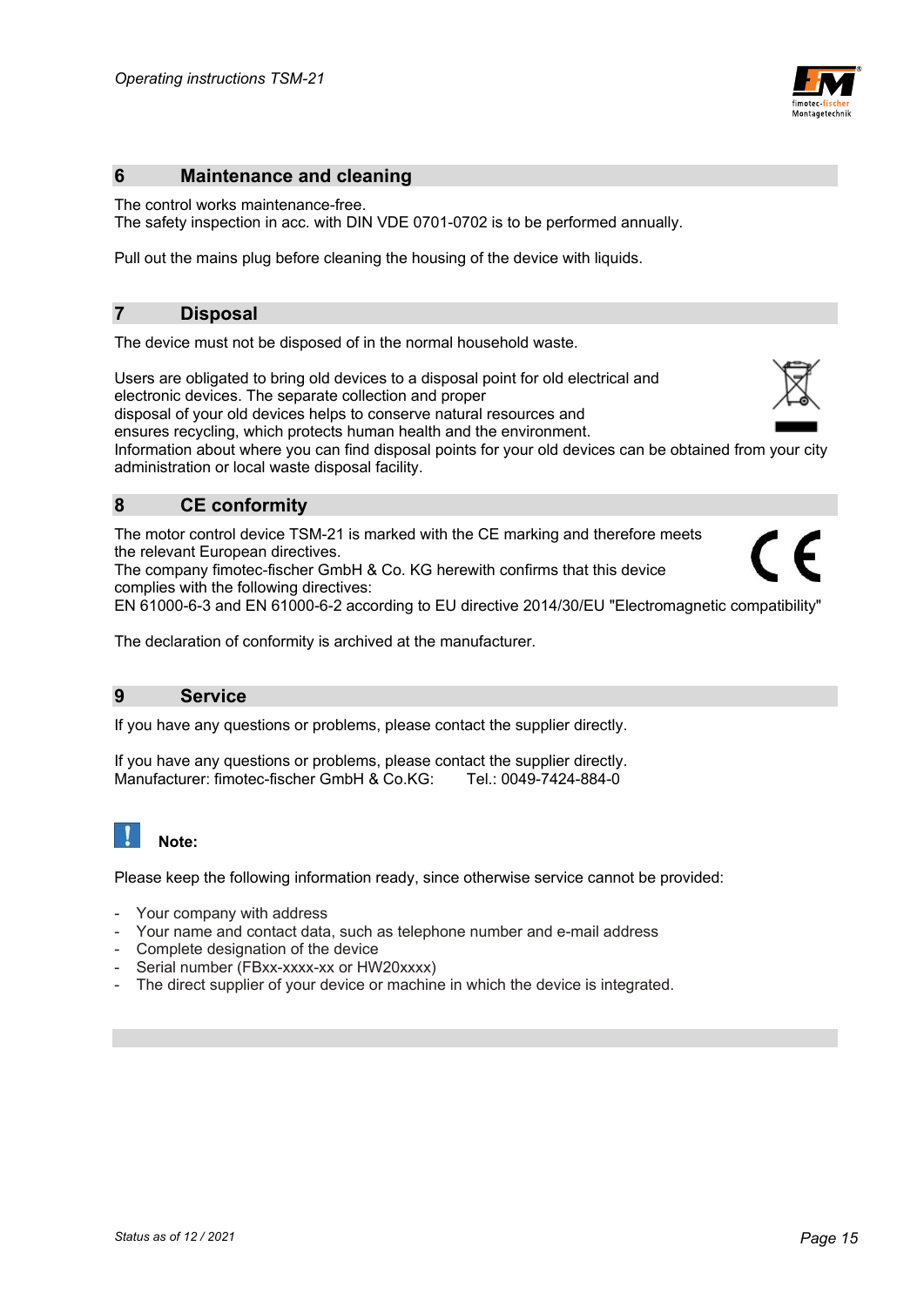## 6 Maintenance and cleaning

The control works maintenance-free.
The safety inspection in acc. with DIN VDE 0701-0702 is to be performed annually.

Pull out the mains plug before cleaning the housing of the device with liquids.

## 7 Disposal

The device must not be disposed of in the normal household waste.

Users are obligated to bring old devices to a disposal point for old electrical and electronic devices. The separate collection and proper disposal of your old devices helps to conserve natural resources and ensures recycling, which protects human health and the environment. Information about where you can find disposal points for your old devices can be obtained from your city administration or local waste disposal facility.

## 8 CE conformity

The motor control device TSM-21 is marked with the CE marking and therefore meets the relevant European directives.
The company fimotec-fischer GmbH & Co. KG herewith confirms that this device complies with the following directives:
EN 61000-6-3 and EN 61000-6-2 according to EU directive 2014/30/EU "Electromagnetic compatibility"

The declaration of conformity is archived at the manufacturer.

## 9 Service

If you have any questions or problems, please contact the supplier directly.

If you have any questions or problems, please contact the supplier directly.
Manufacturer: fimotec-fischer GmbH & Co.KG: Tel.: 0049-7424-884-0

**Note:**

Please keep the following information ready, since otherwise service cannot be provided:

- Your company with address
- Your name and contact data, such as telephone number and e-mail address
- Complete designation of the device
- Serial number (FBxx-xxxx-xx or HW20xxxx)
- The direct supplier of your device or machine in which the device is integrated.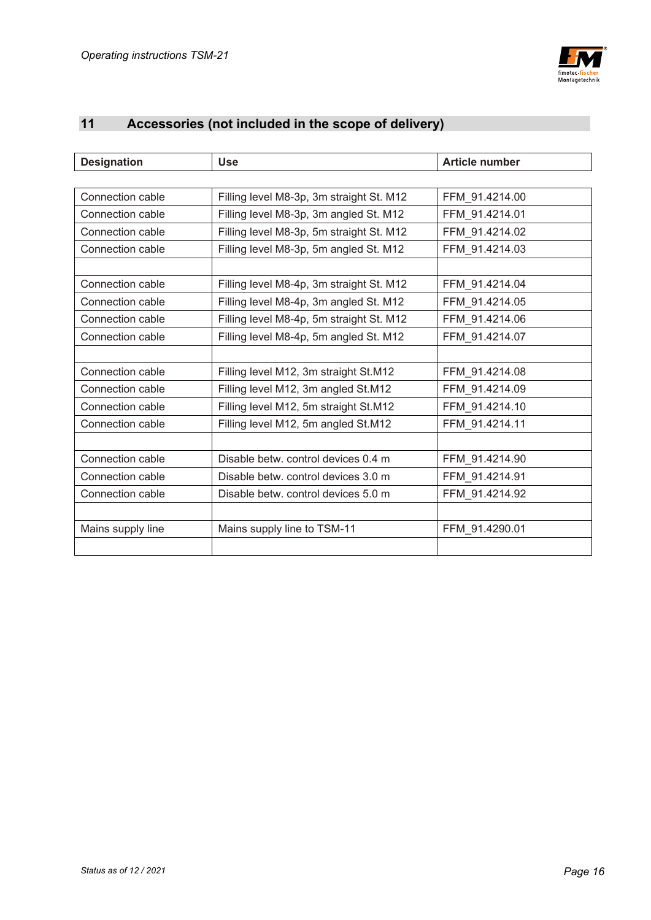## 11 Accessories (not included in the scope of delivery)

| Designation | Use | Article number |
|---|---|---|
| Connection cable | Filling level M8-3p, 3m straight St. M12 | FFM_91.4214.00 |
| Connection cable | Filling level M8-3p, 3m angled St. M12 | FFM_91.4214.01 |
| Connection cable | Filling level M8-3p, 5m straight St. M12 | FFM_91.4214.02 |
| Connection cable | Filling level M8-3p, 5m angled St. M12 | FFM_91.4214.03 |
| | | |
| Connection cable | Filling level M8-4p, 3m straight St. M12 | FFM_91.4214.04 |
| Connection cable | Filling level M8-4p, 3m angled St. M12 | FFM_91.4214.05 |
| Connection cable | Filling level M8-4p, 5m straight St. M12 | FFM_91.4214.06 |
| Connection cable | Filling level M8-4p, 5m angled St. M12 | FFM_91.4214.07 |
| | | |
| Connection cable | Filling level M12, 3m straight St.M12 | FFM_91.4214.08 |
| Connection cable | Filling level M12, 3m angled St.M12 | FFM_91.4214.09 |
| Connection cable | Filling level M12, 5m straight St.M12 | FFM_91.4214.10 |
| Connection cable | Filling level M12, 5m angled St.M12 | FFM_91.4214.11 |
| | | |
| Connection cable | Disable betw. control devices 0.4 m | FFM_91.4214.90 |
| Connection cable | Disable betw. control devices 3.0 m | FFM_91.4214.91 |
| Connection cable | Disable betw. control devices 5.0 m | FFM_91.4214.92 |
| | | |
| Mains supply line | Mains supply line to TSM-11 | FFM_91.4290.01 |
| | | |

*Status as of 12 / 2021*